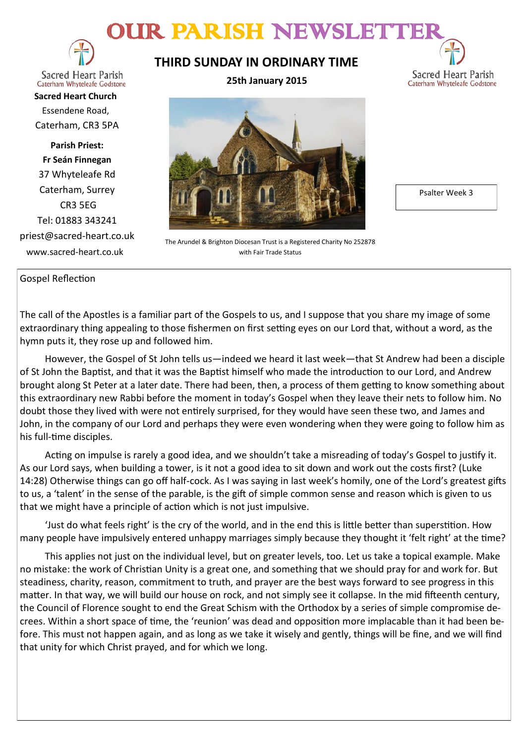# OUR PARISH NEWSLETTER

Sacred Heart Parish
Caterham Whyteleafe Godstone

**Sacred Heart Church**
Essendene Road,
Caterham, CR3 5PA

**Parish Priest:**
**Fr Seán Finnegan**
37 Whyteleafe Rd
Caterham, Surrey
CR3 5EG
Tel: 01883 343241
priest@sacred-heart.co.uk
www.sacred-heart.co.uk

## THIRD SUNDAY IN ORDINARY TIME

**25th January 2015**

The Arundel & Brighton Diocesan Trust is a Registered Charity No 252878 with Fair Trade Status

Psalter Week 3

### Gospel Reflection

The call of the Apostles is a familiar part of the Gospels to us, and I suppose that you share my image of some extraordinary thing appealing to those fishermen on first setting eyes on our Lord that, without a word, as the hymn puts it, they rose up and followed him.

However, the Gospel of St John tells us—indeed we heard it last week—that St Andrew had been a disciple of St John the Baptist, and that it was the Baptist himself who made the introduction to our Lord, and Andrew brought along St Peter at a later date. There had been, then, a process of them getting to know something about this extraordinary new Rabbi before the moment in today's Gospel when they leave their nets to follow him. No doubt those they lived with were not entirely surprised, for they would have seen these two, and James and John, in the company of our Lord and perhaps they were even wondering when they were going to follow him as his full-time disciples.

Acting on impulse is rarely a good idea, and we shouldn't take a misreading of today's Gospel to justify it. As our Lord says, when building a tower, is it not a good idea to sit down and work out the costs first? (Luke 14:28) Otherwise things can go off half-cock. As I was saying in last week's homily, one of the Lord's greatest gifts to us, a 'talent' in the sense of the parable, is the gift of simple common sense and reason which is given to us that we might have a principle of action which is not just impulsive.

'Just do what feels right' is the cry of the world, and in the end this is little better than superstition. How many people have impulsively entered unhappy marriages simply because they thought it 'felt right' at the time?

This applies not just on the individual level, but on greater levels, too. Let us take a topical example. Make no mistake: the work of Christian Unity is a great one, and something that we should pray for and work for. But steadiness, charity, reason, commitment to truth, and prayer are the best ways forward to see progress in this matter. In that way, we will build our house on rock, and not simply see it collapse. In the mid fifteenth century, the Council of Florence sought to end the Great Schism with the Orthodox by a series of simple compromise decrees. Within a short space of time, the 'reunion' was dead and opposition more implacable than it had been before. This must not happen again, and as long as we take it wisely and gently, things will be fine, and we will find that unity for which Christ prayed, and for which we long.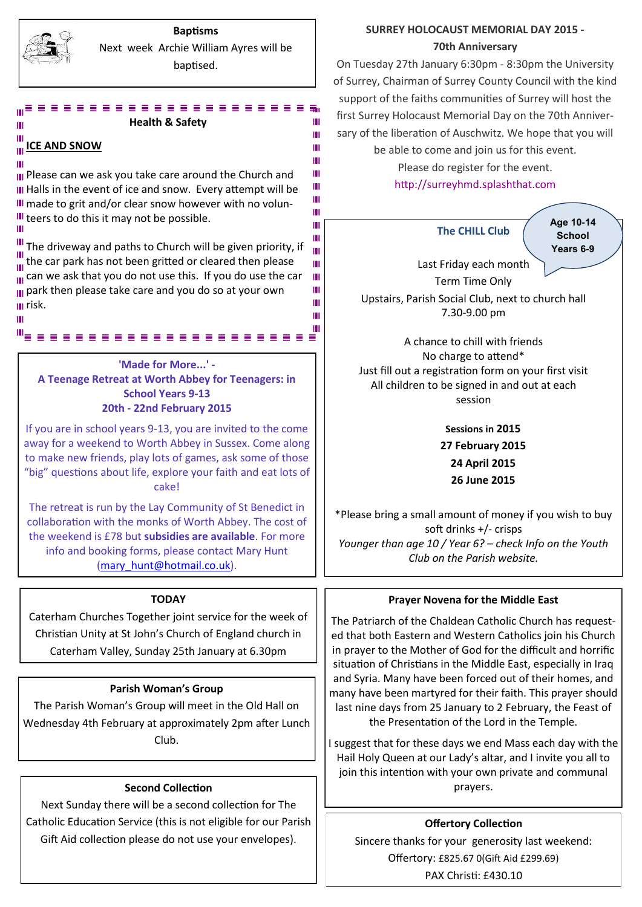## Baptisms

Next week Archie William Ayres will be baptised.

## Health & Safety

**ICE AND SNOW**

Please can we ask you take care around the Church and Halls in the event of ice and snow. Every attempt will be made to grit and/or clear snow however with no volunteers to do this it may not be possible.

The driveway and paths to Church will be given priority, if the car park has not been gritted or cleared then please can we ask that you do not use this. If you do use the car park then please take care and you do so at your own risk.

## 'Made for More...' - A Teenage Retreat at Worth Abbey for Teenagers: in School Years 9-13 20th - 22nd February 2015

If you are in school years 9-13, you are invited to the come away for a weekend to Worth Abbey in Sussex. Come along to make new friends, play lots of games, ask some of those "big" questions about life, explore your faith and eat lots of cake!

The retreat is run by the Lay Community of St Benedict in collaboration with the monks of Worth Abbey. The cost of the weekend is £78 but **subsidies are available**. For more info and booking forms, please contact Mary Hunt (mary_hunt@hotmail.co.uk).

## TODAY

Caterham Churches Together joint service for the week of Christian Unity at St John's Church of England church in Caterham Valley, Sunday 25th January at 6.30pm

## Parish Woman's Group

The Parish Woman's Group will meet in the Old Hall on Wednesday 4th February at approximately 2pm after Lunch Club.

## Second Collection

Next Sunday there will be a second collection for The Catholic Education Service (this is not eligible for our Parish Gift Aid collection please do not use your envelopes).

## SURREY HOLOCAUST MEMORIAL DAY 2015 - 70th Anniversary

On Tuesday 27th January 6:30pm - 8:30pm the University of Surrey, Chairman of Surrey County Council with the kind support of the faiths communities of Surrey will host the first Surrey Holocaust Memorial Day on the 70th Anniversary of the liberation of Auschwitz. We hope that you will be able to come and join us for this event.

Please do register for the event.

http://surreyhmd.splashthat.com

## The CHILL Club

**Age 10-14 School Years 6-9**

Last Friday each month

Term Time Only

Upstairs, Parish Social Club, next to church hall

7.30-9.00 pm

A chance to chill with friends

No charge to attend*

Just fill out a registration form on your first visit

All children to be signed in and out at each session

**Sessions in 2015**

**27 February 2015**

**24 April 2015**

**26 June 2015**

*Please bring a small amount of money if you wish to buy soft drinks +/- crisps

*Younger than age 10 / Year 6? – check Info on the Youth Club on the Parish website.*

## Prayer Novena for the Middle East

The Patriarch of the Chaldean Catholic Church has requested that both Eastern and Western Catholics join his Church in prayer to the Mother of God for the difficult and horrific situation of Christians in the Middle East, especially in Iraq and Syria. Many have been forced out of their homes, and many have been martyred for their faith. This prayer should last nine days from 25 January to 2 February, the Feast of the Presentation of the Lord in the Temple.

I suggest that for these days we end Mass each day with the Hail Holy Queen at our Lady's altar, and I invite you all to join this intention with your own private and communal prayers.

## Offertory Collection

Sincere thanks for your generosity last weekend:

Offertory: £825.67 0(Gift Aid £299.69)

PAX Christi: £430.10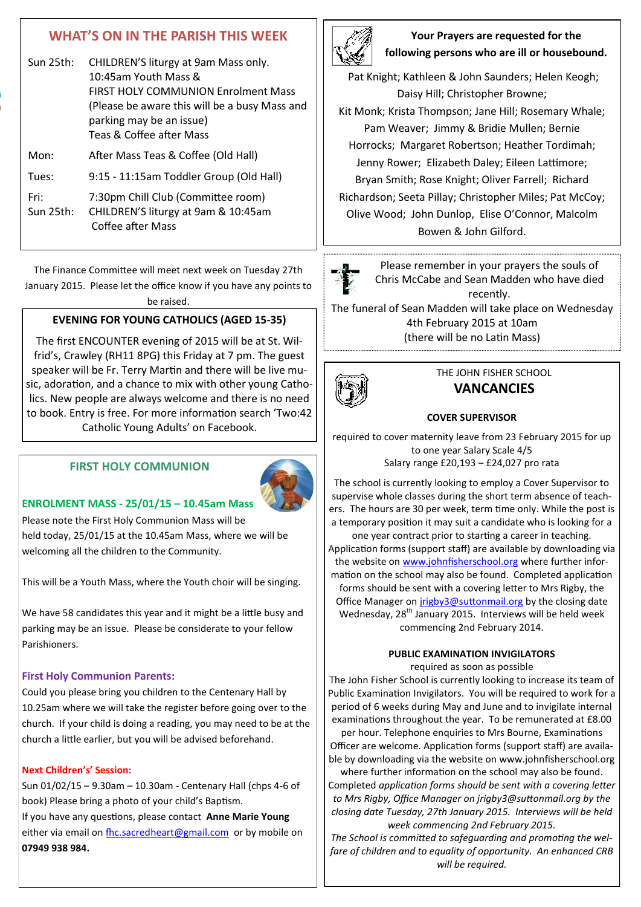## WHAT'S ON IN THE PARISH THIS WEEK

| | |
|---|---|
| Sun 25th: | CHILDREN'S liturgy at 9am Mass only. 10:45am Youth Mass & FIRST HOLY COMMUNION Enrolment Mass (Please be aware this will be a busy Mass and parking may be an issue) Teas & Coffee after Mass |
| Mon: | After Mass Teas & Coffee (Old Hall) |
| Tues: | 9:15 - 11:15am Toddler Group (Old Hall) |
| Fri: | 7:30pm Chill Club (Committee room) |
| Sun 25th: | CHILDREN'S liturgy at 9am & 10:45am Coffee after Mass |

The Finance Committee will meet next week on Tuesday 27th January 2015. Please let the office know if you have any points to be raised.

### EVENING FOR YOUNG CATHOLICS (AGED 15-35)

The first ENCOUNTER evening of 2015 will be at St. Wilfrid's, Crawley (RH11 8PG) this Friday at 7 pm. The guest speaker will be Fr. Terry Martin and there will be live music, adoration, and a chance to mix with other young Catholics. New people are always welcome and there is no need to book. Entry is free. For more information search 'Two:42 Catholic Young Adults' on Facebook.

### FIRST HOLY COMMUNION

**ENROLMENT MASS - 25/01/15 – 10.45am Mass**

Please note the First Holy Communion Mass will be held today, 25/01/15 at the 10.45am Mass, where we will be welcoming all the children to the Community.

This will be a Youth Mass, where the Youth choir will be singing.

We have 58 candidates this year and it might be a little busy and parking may be an issue. Please be considerate to your fellow Parishioners.

**First Holy Communion Parents:**

Could you please bring you children to the Centenary Hall by 10.25am where we will take the register before going over to the church. If your child is doing a reading, you may need to be at the church a little earlier, but you will be advised beforehand.

**Next Children's' Session:**

Sun 01/02/15 – 9.30am – 10.30am - Centenary Hall (chps 4-6 of book) Please bring a photo of your child's Baptism.

If you have any questions, please contact **Anne Marie Young** either via email on fhc.sacredheart@gmail.com or by mobile on **07949 938 984.**

**Your Prayers are requested for the following persons who are ill or housebound.**

Pat Knight; Kathleen & John Saunders; Helen Keogh; Daisy Hill; Christopher Browne; Kit Monk; Krista Thompson; Jane Hill; Rosemary Whale; Pam Weaver; Jimmy & Bridie Mullen; Bernie Horrocks; Margaret Robertson; Heather Tordimah; Jenny Rower; Elizabeth Daley; Eileen Lattimore; Bryan Smith; Rose Knight; Oliver Farrell; Richard Richardson; Seeta Pillay; Christopher Miles; Pat McCoy; Olive Wood; John Dunlop, Elise O'Connor, Malcolm Bowen & John Gilford.

Please remember in your prayers the souls of Chris McCabe and Sean Madden who have died recently.

The funeral of Sean Madden will take place on Wednesday 4th February 2015 at 10am (there will be no Latin Mass)

THE JOHN FISHER SCHOOL

## VANCANCIES

**COVER SUPERVISOR**

required to cover maternity leave from 23 February 2015 for up to one year Salary Scale 4/5
Salary range £20,193 – £24,027 pro rata

The school is currently looking to employ a Cover Supervisor to supervise whole classes during the short term absence of teachers. The hours are 30 per week, term time only. While the post is a temporary position it may suit a candidate who is looking for a one year contract prior to starting a career in teaching. Application forms (support staff) are available by downloading via the website on www.johnfisherschool.org where further information on the school may also be found. Completed application forms should be sent with a covering letter to Mrs Rigby, the Office Manager on jrigby3@suttonmail.org by the closing date Wednesday, 28th January 2015. Interviews will be held week commencing 2nd February 2014.

**PUBLIC EXAMINATION INVIGILATORS**

required as soon as possible

The John Fisher School is currently looking to increase its team of Public Examination Invigilators. You will be required to work for a period of 6 weeks during May and June and to invigilate internal examinations throughout the year. To be remunerated at £8.00 per hour. Telephone enquiries to Mrs Bourne, Examinations Officer are welcome. Application forms (support staff) are available by downloading via the website on www.johnfisherschool.org where further information on the school may also be found. Completed *application forms should be sent with a covering letter to Mrs Rigby, Office Manager on jrigby3@suttonmail.org by the closing date Tuesday, 27th January 2015. Interviews will be held week commencing 2nd February 2015.*

*The School is committed to safeguarding and promoting the welfare of children and to equality of opportunity. An enhanced CRB will be required.*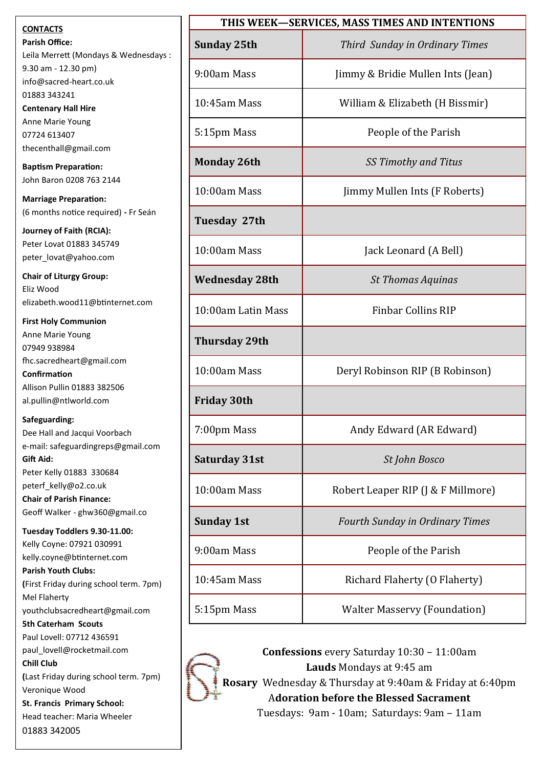## CONTACTS

**Parish Office:**
Leila Merrett (Mondays & Wednesdays : 9.30 am - 12.30 pm)
info@sacred-heart.co.uk
01883 343241

**Centenary Hall Hire**
Anne Marie Young
07724 613407
thecenthall@gmail.com

**Baptism Preparation:**
John Baron 0208 763 2144

**Marriage Preparation:**
(6 months notice required) **-** Fr Seán

**Journey of Faith (RCIA):**
Peter Lovat 01883 345749
peter_lovat@yahoo.com

**Chair of Liturgy Group:**
Eliz Wood
elizabeth.wood11@btinternet.com

**First Holy Communion**
Anne Marie Young
07949 938984
fhc.sacredheart@gmail.com

**Confirmation**
Allison Pullin 01883 382506
al.pullin@ntlworld.com

**Safeguarding:**
Dee Hall and Jacqui Voorbach
e-mail: safeguardingreps@gmail.com

**Gift Aid:**
Peter Kelly 01883 330684
peterf_kelly@o2.co.uk

**Chair of Parish Finance:**
Geoff Walker - ghw360@gmail.co

**Tuesday Toddlers 9.30-11.00:**
Kelly Coyne: 07921 030991
kelly.coyne@btinternet.com

**Parish Youth Clubs:**
**(**First Friday during school term. 7pm)
Mel Flaherty
youthclubsacredheart@gmail.com

**5th Caterham Scouts**
Paul Lovell: 07712 436591
paul_lovell@rocketmail.com

**Chill Club**
**(**Last Friday during school term. 7pm)
Veronique Wood

**St. Francis Primary School:**
Head teacher: Maria Wheeler
01883 342005

## THIS WEEK—SERVICES, MASS TIMES AND INTENTIONS

| | |
|---|---|
| **Sunday 25th** | *Third Sunday in Ordinary Times* |
| 9:00am Mass | Jimmy & Bridie Mullen Ints (Jean) |
| 10:45am Mass | William & Elizabeth (H Bissmir) |
| 5:15pm Mass | People of the Parish |
| **Monday 26th** | *SS Timothy and Titus* |
| 10:00am Mass | Jimmy Mullen Ints (F Roberts) |
| **Tuesday 27th** | |
| 10:00am Mass | Jack Leonard (A Bell) |
| **Wednesday 28th** | *St Thomas Aquinas* |
| 10:00am Latin Mass | Finbar Collins RIP |
| **Thursday 29th** | |
| 10:00am Mass | Deryl Robinson RIP (B Robinson) |
| **Friday 30th** | |
| 7:00pm Mass | Andy Edward (AR Edward) |
| **Saturday 31st** | *St John Bosco* |
| 10:00am Mass | Robert Leaper RIP (J & F Millmore) |
| **Sunday 1st** | *Fourth Sunday in Ordinary Times* |
| 9:00am Mass | People of the Parish |
| 10:45am Mass | Richard Flaherty (O Flaherty) |
| 5:15pm Mass | Walter Masservy (Foundation) |

**Confessions** every Saturday 10:30 – 11:00am
**Lauds** Mondays at 9:45 am
**Rosary** Wednesday & Thursday at 9:40am & Friday at 6:40pm
**Adoration before the Blessed Sacrament**
Tuesdays: 9am - 10am; Saturdays: 9am – 11am